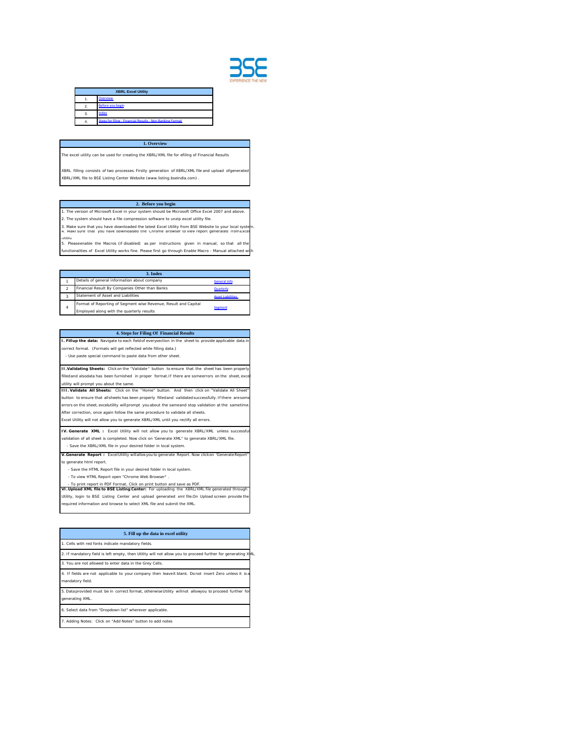| XBRL Excel Utility | |
|---|---|
| 1. | Overview |
| 2. | Before you begin |
| 3. | Index |
| 4. | Steps for filing - Financial Results - Non Banking Format |

## 1. Overview

The excel utility can be used for creating the XBRL/XML file for efiling of Financial Results

XBRL filling consists of two processes. Firstly generation of XBRL/XML file and upload ofgenerated XBRL/XML file to BSE Listing Center Website (www.listing.bseindia.com) .

## 2. Before you begin

1. The version of Microsoft Excel in your system should be Microsoft Office Excel 2007 and above.
2. The system should have a file compression software to unzip excel utility file.
3. Make sure that you have downloaded the latest Excel Utility from BSE Website to your local system.
4. Make sure that you have downloaded the Chrome Browser to view report generated from Excel utility
5. Pleaseenable the Macros (if disabled) as per instructions given in manual, so that all the functionalities of Excel Utility works fine. Please first go through Enable Macro - Manual attached with

## 3. Index

| | | |
|---|---|---|
| 1 | Details of general information about company | General Info |
| 2 | Financial Result By Companies Other than Banks | Quarterly |
| 3 | Statement of Asset and Liabilities | Asset Liabilities |
| 4 | Format of Reporting of Segment wise Revenue, Result and Capital Employed along with the quarterly results | Segment |

## 4. Steps for Filing Of Financial Results

**I. Fillup the data:** Navigate to each field of everysection in the sheet to provide applicable data in correct format. (Formats will get reflected while filling data.)
- Use paste special command to paste data from other sheet.

**II.Validating Sheets:** Click on the "Validate" button to ensure that the sheet has been properly filledand alsodata has been furnished in proper format.If there are someerrors on the sheet, excel utility will prompt you about the same.

**III. Validate All Sheets:** Click on the "Home" button. And then click on "Validate All Sheet" button to ensure that all sheets has been properly filledand validated successfully. If there are some errors on the sheet, excelutility will prompt you about the sameand stop validation at the sametime. After correction, once again follow the same procedure to validate all sheets.
Excel Utility will not allow you to generate XBRL/XML until you rectify all errors.

**IV. Generate XML :** Excel Utility will not allow you to generate XBRL/XML unless successful validation of all sheet is completed. Now click on 'Generate XML'' to generate XBRL/XML file.
- Save the XBRL/XML file in your desired folder in local system.

**V.Generate Report :** Excel Utility will allow you to generate Report. Now click on 'Generate Report'' to generate html report.
- Save the HTML Report file in your desired folder in local system.
- To view HTML Report open "Chrome Web Browser" .
- To print report in PDF Format, Click on print button and save as PDF.

**VI.Upload XML file to BSE Listing Center:** For uploading the XBRL/XML file generated through Utility, login to BSE Listing Center and upload generated xml file.On Upload screen provide the required information and browse to select XML file and submit the XML.

## 5. Fill up the data in excel utility

1. Cells with red fonts indicate mandatory fields.
2. If mandatory field is left empty, then Utility will not allow you to proceed further for generating XML.
3. You are not allowed to enter data in the Grey Cells.
4. If fields are not applicable to your company then leave it blank. Do not insert Zero unless it is a mandatory field.
5. Data provided must be in correct format, otherwise Utility will not allowyou to proceed further for generating XML.
6. Select data from "Dropdown list" wherever applicable.
7. Adding Notes: Click on "Add Notes" button to add notes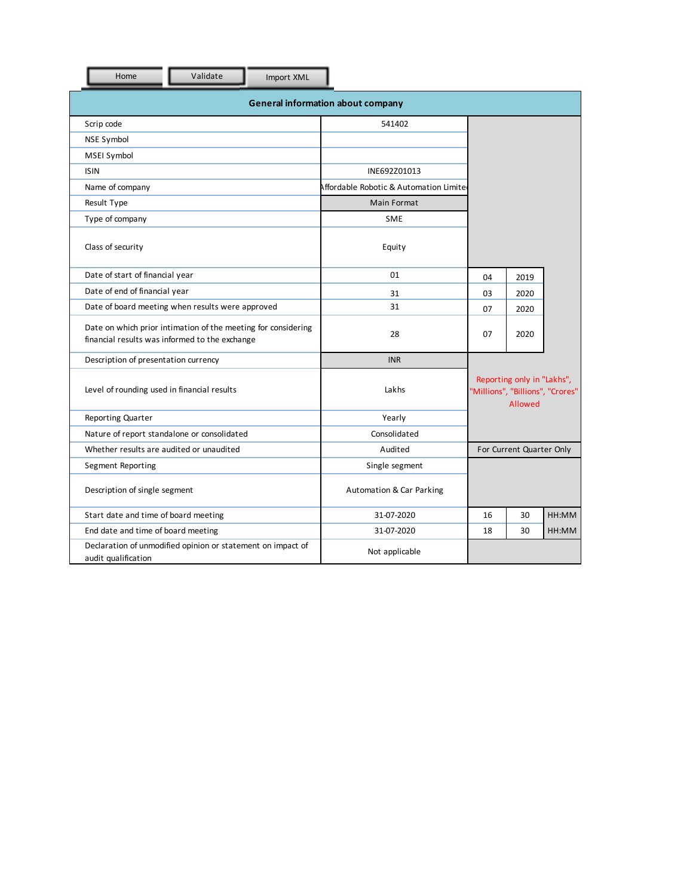Home | Validate | Import XML

## General information about company

| | | | | |
|---|---|---|---|---|
| Scrip code | 541402 | | | |
| NSE Symbol | | | | |
| MSEI Symbol | | | | |
| ISIN | INE692Z01013 | | | |
| Name of company | Affordable Robotic & Automation Limited | | | |
| Result Type | Main Format | | | |
| Type of company | SME | | | |
| Class of security | Equity | | | |
| Date of start of financial year | 01 | 04 | 2019 | |
| Date of end of financial year | 31 | 03 | 2020 | |
| Date of board meeting when results were approved | 31 | 07 | 2020 | |
| Date on which prior intimation of the meeting for considering financial results was informed to the exchange | 28 | 07 | 2020 | |
| Description of presentation currency | INR | | | |
| Level of rounding used in financial results | Lakhs | Reporting only in "Lakhs", "Millions", "Billions", "Crores" Allowed | | |
| Reporting Quarter | Yearly | | | |
| Nature of report standalone or consolidated | Consolidated | | | |
| Whether results are audited or unaudited | Audited | For Current Quarter Only | | |
| Segment Reporting | Single segment | | | |
| Description of single segment | Automation & Car Parking | | | |
| Start date and time of board meeting | 31-07-2020 | 16 | 30 | HH:MM |
| End date and time of board meeting | 31-07-2020 | 18 | 30 | HH:MM |
| Declaration of unmodified opinion or statement on impact of audit qualification | Not applicable | | | |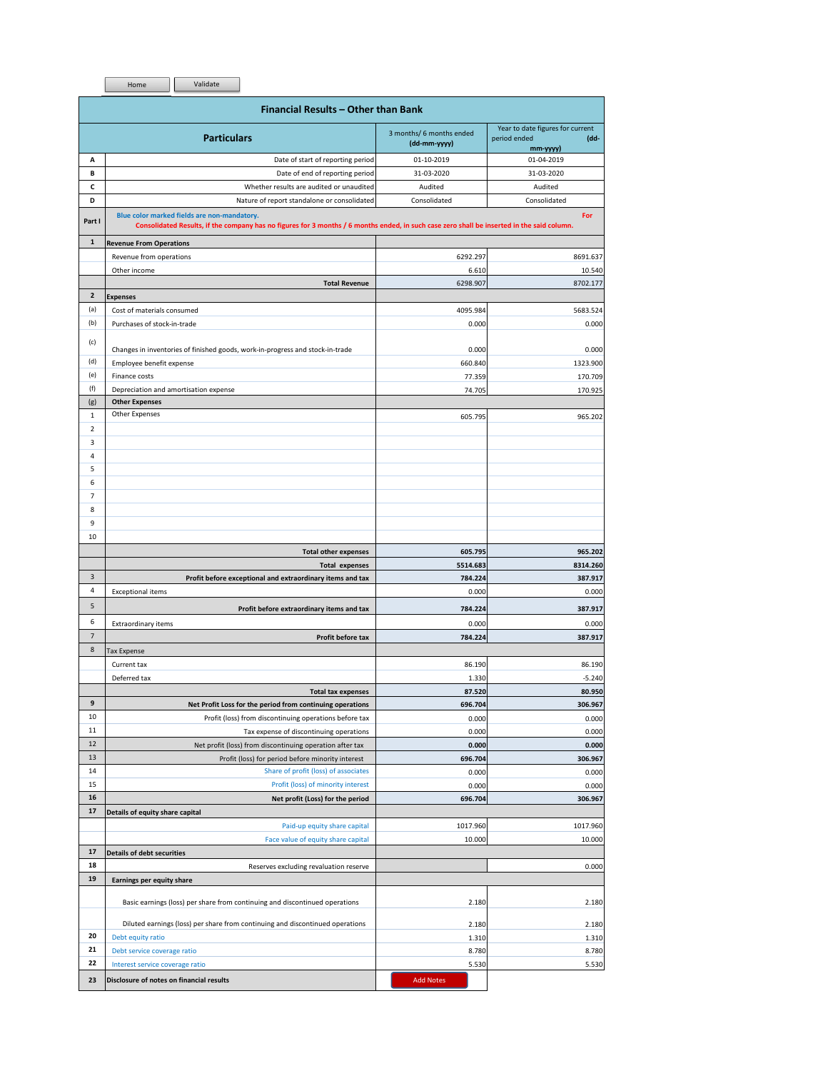Home | Validate

# Financial Results – Other than Bank

| | Particulars | 3 months/ 6 months ended (dd-mm-yyyy) | Year to date figures for current period ended (dd-mm-yyyy) |
|---|---|---|---|
| A | Date of start of reporting period | 01-10-2019 | 01-04-2019 |
| B | Date of end of reporting period | 31-03-2020 | 31-03-2020 |
| C | Whether results are audited or unaudited | Audited | Audited |
| D | Nature of report standalone or consolidated | Consolidated | Consolidated |
| Part I | Blue color marked fields are non-mandatory. For Consolidated Results, if the company has no figures for 3 months / 6 months ended, in such case zero shall be inserted in the said column. | | |
| 1 | **Revenue From Operations** | | |
| | Revenue from operations | 6292.297 | 8691.637 |
| | Other income | 6.610 | 10.540 |
| | **Total Revenue** | 6298.907 | 8702.177 |
| 2 | **Expenses** | | |
| (a) | Cost of materials consumed | 4095.984 | 5683.524 |
| (b) | Purchases of stock-in-trade | 0.000 | 0.000 |
| (c) | Changes in inventories of finished goods, work-in-progress and stock-in-trade | 0.000 | 0.000 |
| (d) | Employee benefit expense | 660.840 | 1323.900 |
| (e) | Finance costs | 77.359 | 170.709 |
| (f) | Depreciation and amortisation expense | 74.705 | 170.925 |
| (g) | **Other Expenses** | | |
| 1 | Other Expenses | 605.795 | 965.202 |
| 2 | | | |
| 3 | | | |
| 4 | | | |
| 5 | | | |
| 6 | | | |
| 7 | | | |
| 8 | | | |
| 9 | | | |
| 10 | | | |
| | **Total other expenses** | **605.795** | **965.202** |
| | **Total expenses** | **5514.683** | **8314.260** |
| 3 | **Profit before exceptional and extraordinary items and tax** | **784.224** | **387.917** |
| 4 | Exceptional items | 0.000 | 0.000 |
| 5 | **Profit before extraordinary items and tax** | **784.224** | **387.917** |
| 6 | Extraordinary items | 0.000 | 0.000 |
| 7 | **Profit before tax** | **784.224** | **387.917** |
| 8 | Tax Expense | | |
| | Current tax | 86.190 | 86.190 |
| | Deferred tax | 1.330 | -5.240 |
| | **Total tax expenses** | **87.520** | **80.950** |
| 9 | **Net Profit Loss for the period from continuing operations** | **696.704** | **306.967** |
| 10 | Profit (loss) from discontinuing operations before tax | 0.000 | 0.000 |
| 11 | Tax expense of discontinuing operations | 0.000 | 0.000 |
| 12 | Net profit (loss) from discontinuing operation after tax | **0.000** | **0.000** |
| 13 | Profit (loss) for period before minority interest | **696.704** | **306.967** |
| 14 | Share of profit (loss) of associates | 0.000 | 0.000 |
| 15 | Profit (loss) of minority interest | 0.000 | 0.000 |
| **16** | **Net profit (Loss) for the period** | **696.704** | **306.967** |
| **17** | **Details of equity share capital** | | |
| | Paid-up equity share capital | 1017.960 | 1017.960 |
| | Face value of equity share capital | 10.000 | 10.000 |
| **17** | **Details of debt securities** | | |
| **18** | Reserves excluding revaluation reserve | | 0.000 |
| **19** | **Earnings per equity share** | | |
| | Basic earnings (loss) per share from continuing and discontinued operations | 2.180 | 2.180 |
| | Diluted earnings (loss) per share from continuing and discontinued operations | 2.180 | 2.180 |
| **20** | Debt equity ratio | 1.310 | 1.310 |
| **21** | Debt service coverage ratio | 8.780 | 8.780 |
| **22** | Interest service coverage ratio | 5.530 | 5.530 |
| **23** | **Disclosure of notes on financial results** | Add Notes | |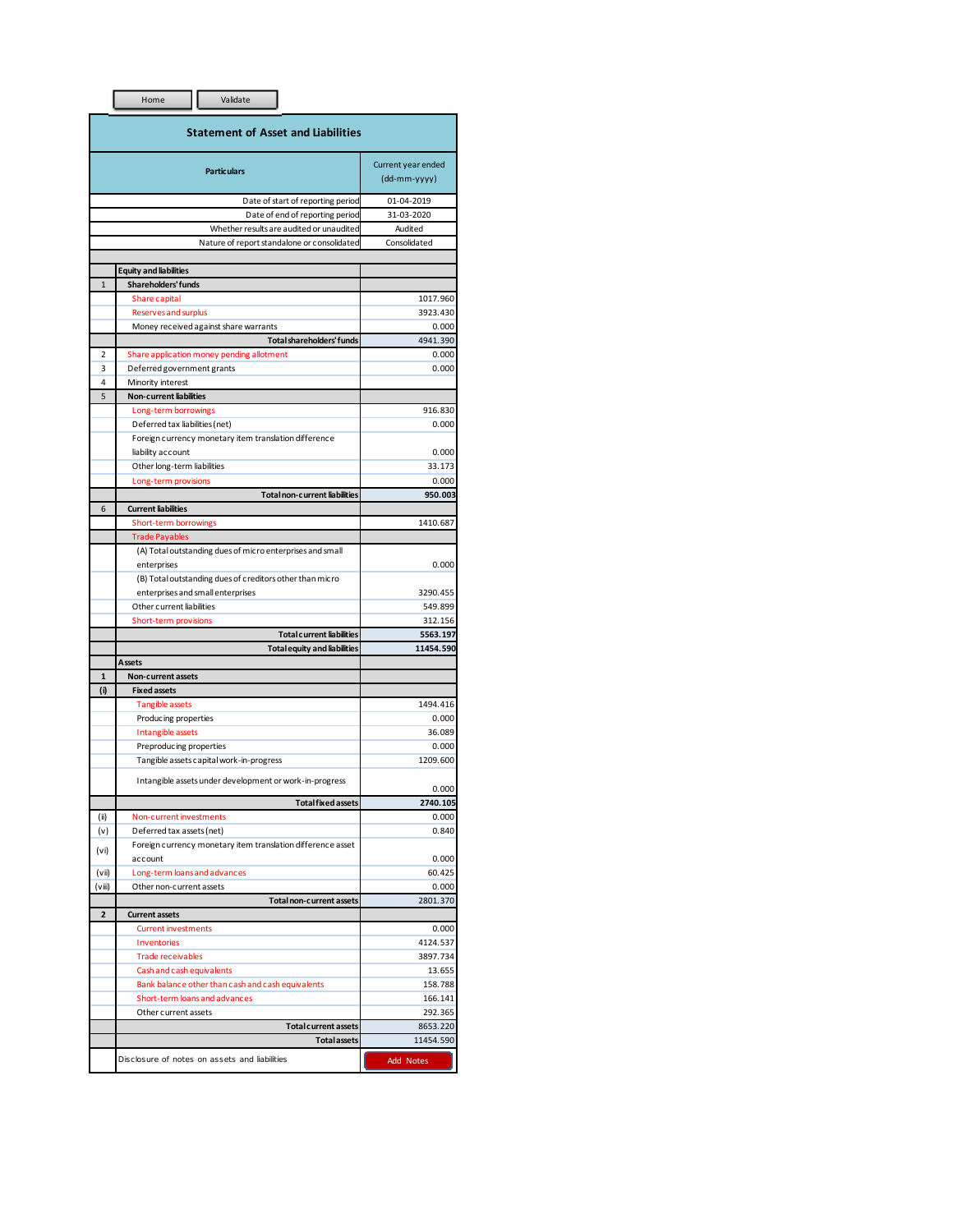Home | Validate

## Statement of Asset and Liabilities

| | Particulars | Current year ended (dd-mm-yyyy) |
|---|---|---|
| | Date of start of reporting period | 01-04-2019 |
| | Date of end of reporting period | 31-03-2020 |
| | Whether results are audited or unaudited | Audited |
| | Nature of report standalone or consolidated | Consolidated |
| | **Equity and liabilities** | |
| 1 | **Shareholders' funds** | |
| | Share capital | 1017.960 |
| | Reserves and surplus | 3923.430 |
| | Money received against share warrants | 0.000 |
| | **Total shareholders' funds** | 4941.390 |
| 2 | Share application money pending allotment | 0.000 |
| 3 | Deferred government grants | 0.000 |
| 4 | Minority interest | |
| 5 | **Non-current liabilities** | |
| | Long-term borrowings | 916.830 |
| | Deferred tax liabilities (net) | 0.000 |
| | Foreign currency monetary item translation difference liability account | 0.000 |
| | Other long-term liabilities | 33.173 |
| | Long-term provisions | 0.000 |
| | **Total non-current liabilities** | **950.003** |
| 6 | **Current liabilities** | |
| | Short-term borrowings | 1410.687 |
| | Trade Payables | |
| | (A) Total outstanding dues of micro enterprises and small enterprises | 0.000 |
| | (B) Total outstanding dues of creditors other than micro enterprises and small enterprises | 3290.455 |
| | Other current liabilities | 549.899 |
| | Short-term provisions | 312.156 |
| | **Total current liabilities** | **5563.197** |
| | **Total equity and liabilities** | **11454.590** |
| | **Assets** | |
| **1** | **Non-current assets** | |
| **(i)** | **Fixed assets** | |
| | Tangible assets | 1494.416 |
| | Producing properties | 0.000 |
| | Intangible assets | 36.089 |
| | Preproducing properties | 0.000 |
| | Tangible assets capital work-in-progress | 1209.600 |
| | Intangible assets under development or work-in-progress | 0.000 |
| | **Total fixed assets** | **2740.105** |
| (ii) | Non-current investments | 0.000 |
| (v) | Deferred tax assets (net) | 0.840 |
| (vi) | Foreign currency monetary item translation difference asset account | 0.000 |
| (vii) | Long-term loans and advances | 60.425 |
| (viii) | Other non-current assets | 0.000 |
| | **Total non-current assets** | 2801.370 |
| **2** | **Current assets** | |
| | Current investments | 0.000 |
| | Inventories | 4124.537 |
| | Trade receivables | 3897.734 |
| | Cash and cash equivalents | 13.655 |
| | Bank balance other than cash and cash equivalents | 158.788 |
| | Short-term loans and advances | 166.141 |
| | Other current assets | 292.365 |
| | **Total current assets** | 8653.220 |
| | **Total assets** | 11454.590 |
| | Disclosure of notes on assets and liabilities | Add Notes |